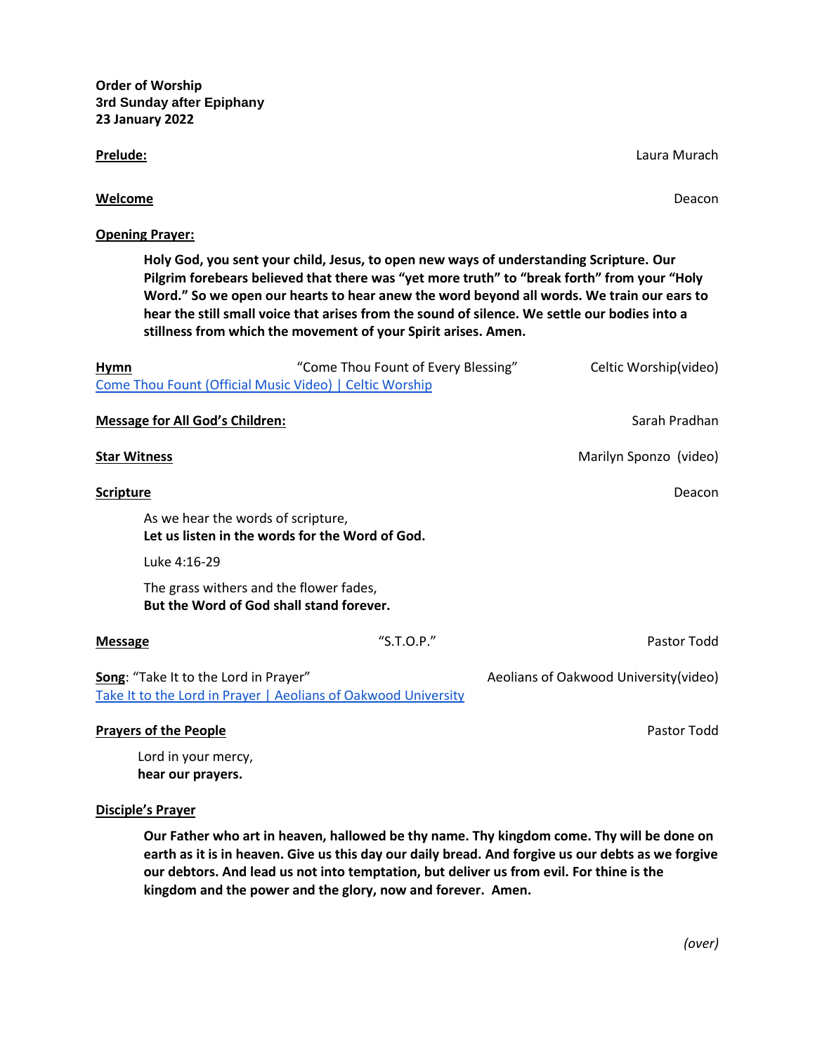**Order of Worship**
**3rd Sunday after Epiphany**
**23 January 2022**

**Prelude:** Laura Murach

**Welcome** Deacon

**Opening Prayer:**

> **Holy God, you sent your child, Jesus, to open new ways of understanding Scripture. Our Pilgrim forebears believed that there was "yet more truth" to "break forth" from your "Holy Word." So we open our hearts to hear anew the word beyond all words. We train our ears to hear the still small voice that arises from the sound of silence. We settle our bodies into a stillness from which the movement of your Spirit arises. Amen.**

**Hymn** "Come Thou Fount of Every Blessing" Celtic Worship(video)
Come Thou Fount (Official Music Video) | Celtic Worship

**Message for All God's Children:** Sarah Pradhan

**Star Witness** Marilyn Sponzo (video)

**Scripture** Deacon

> As we hear the words of scripture,
> **Let us listen in the words for the Word of God.**
>
> Luke 4:16-29
>
> The grass withers and the flower fades,
> **But the Word of God shall stand forever.**

**Message** "S.T.O.P." Pastor Todd

**Song**: "Take It to the Lord in Prayer" Aeolians of Oakwood University(video)
Take It to the Lord in Prayer | Aeolians of Oakwood University

**Prayers of the People** Pastor Todd

> Lord in your mercy,
> **hear our prayers.**

**Disciple's Prayer**

> **Our Father who art in heaven, hallowed be thy name. Thy kingdom come. Thy will be done on earth as it is in heaven. Give us this day our daily bread. And forgive us our debts as we forgive our debtors. And lead us not into temptation, but deliver us from evil. For thine is the kingdom and the power and the glory, now and forever. Amen.**

*(over)*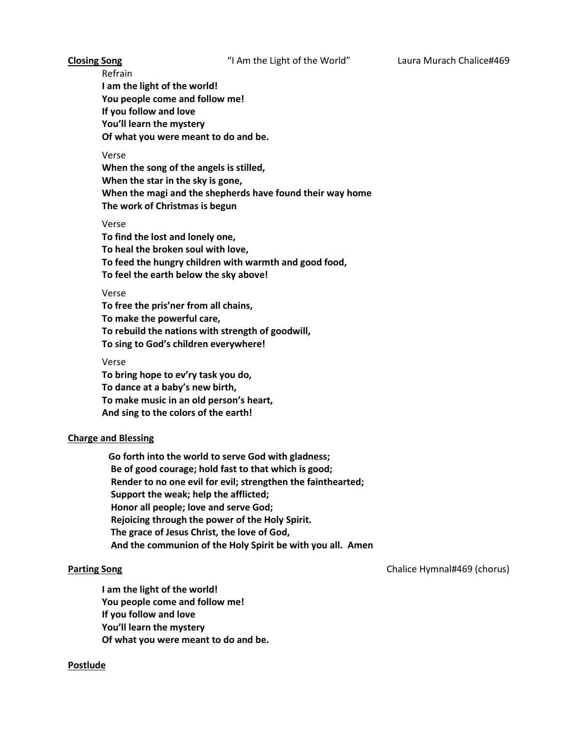**Closing Song** "I Am the Light of the World" Laura Murach Chalice#469

Refrain

**I am the light of the world!**
**You people come and follow me!**
**If you follow and love**
**You'll learn the mystery**
**Of what you were meant to do and be.**

Verse

**When the song of the angels is stilled,**
**When the star in the sky is gone,**
**When the magi and the shepherds have found their way home**
**The work of Christmas is begun**

Verse

**To find the lost and lonely one,**
**To heal the broken soul with love,**
**To feed the hungry children with warmth and good food,**
**To feel the earth below the sky above!**

Verse

**To free the pris'ner from all chains,**
**To make the powerful care,**
**To rebuild the nations with strength of goodwill,**
**To sing to God's children everywhere!**

Verse

**To bring hope to ev'ry task you do,**
**To dance at a baby's new birth,**
**To make music in an old person's heart,**
**And sing to the colors of the earth!**

**Charge and Blessing**

**Go forth into the world to serve God with gladness;**
**Be of good courage; hold fast to that which is good;**
**Render to no one evil for evil; strengthen the fainthearted;**
**Support the weak; help the afflicted;**
**Honor all people; love and serve God;**
**Rejoicing through the power of the Holy Spirit.**
**The grace of Jesus Christ, the love of God,**
**And the communion of the Holy Spirit be with you all. Amen**

**Parting Song** Chalice Hymnal#469 (chorus)

**I am the light of the world!**
**You people come and follow me!**
**If you follow and love**
**You'll learn the mystery**
**Of what you were meant to do and be.**

**Postlude**